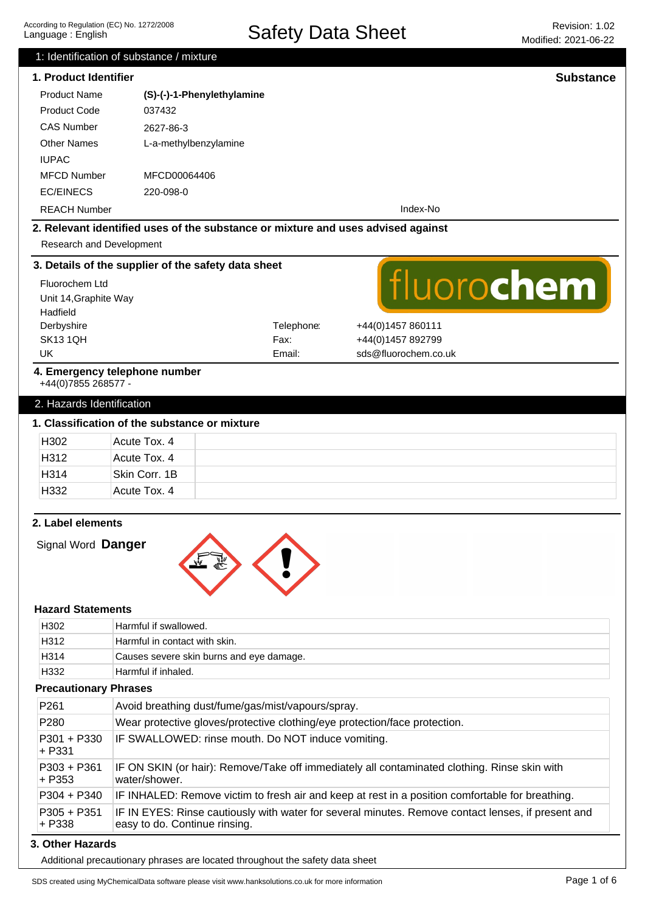According to Regulation (EC) No. 1272/2008
Language : English

# Safety Data Sheet

Revision: 1.02
Modified: 2021-06-22

## 1: Identification of substance / mixture

### 1. Product Identifier

**Substance**

| | |
|---|---|
| Product Name | **(S)-(-)-1-Phenylethylamine** |
| Product Code | 037432 |
| CAS Number | 2627-86-3 |
| Other Names | L-a-methylbenzylamine |
| IUPAC | |
| MFCD Number | MFCD00064406 |
| EC/EINECS | 220-098-0 |
| REACH Number | Index-No |

### 2. Relevant identified uses of the substance or mixture and uses advised against

Research and Development

### 3. Details of the supplier of the safety data sheet

fluorochem

Fluorochem Ltd
Unit 14,Graphite Way
Hadfield
Derbyshire
SK13 1QH
UK

Telephone: +44(0)1457 860111
Fax: +44(0)1457 892799
Email: sds@fluorochem.co.uk

### 4. Emergency telephone number

+44(0)7855 268577 -

## 2. Hazards Identification

### 1. Classification of the substance or mixture

| | | |
|---|---|---|
| H302 | Acute Tox. 4 | |
| H312 | Acute Tox. 4 | |
| H314 | Skin Corr. 1B | |
| H332 | Acute Tox. 4 | |

### 2. Label elements

Signal Word **Danger**

**Hazard Statements**

| | |
|---|---|
| H302 | Harmful if swallowed. |
| H312 | Harmful in contact with skin. |
| H314 | Causes severe skin burns and eye damage. |
| H332 | Harmful if inhaled. |

**Precautionary Phrases**

| | |
|---|---|
| P261 | Avoid breathing dust/fume/gas/mist/vapours/spray. |
| P280 | Wear protective gloves/protective clothing/eye protection/face protection. |
| P301 + P330 + P331 | IF SWALLOWED: rinse mouth. Do NOT induce vomiting. |
| P303 + P361 + P353 | IF ON SKIN (or hair): Remove/Take off immediately all contaminated clothing. Rinse skin with water/shower. |
| P304 + P340 | IF INHALED: Remove victim to fresh air and keep at rest in a position comfortable for breathing. |
| P305 + P351 + P338 | IF IN EYES: Rinse cautiously with water for several minutes. Remove contact lenses, if present and easy to do. Continue rinsing. |

### 3. Other Hazards

Additional precautionary phrases are located throughout the safety data sheet

SDS created using MyChemicalData software please visit www.hanksolutions.co.uk for more information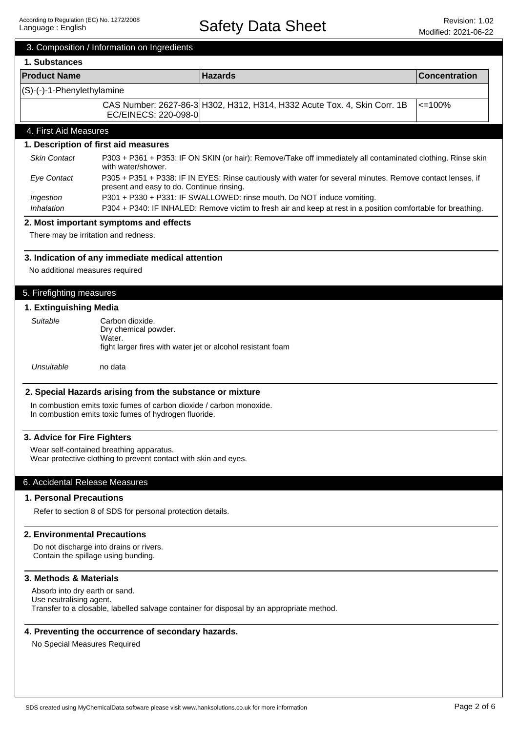## 3. Composition / Information on Ingredients

### 1. Substances

| Product Name | | Hazards | Concentration |
|---|---|---|---|
| (S)-(-)-1-Phenylethylamine | | | |
| | CAS Number: 2627-86-3 EC/EINECS: 220-098-0 | H302, H312, H314, H332 Acute Tox. 4, Skin Corr. 1B | <=100% |

## 4. First Aid Measures

### 1. Description of first aid measures

*Skin Contact* P303 + P361 + P353: IF ON SKIN (or hair): Remove/Take off immediately all contaminated clothing. Rinse skin with water/shower.

*Eye Contact* P305 + P351 + P338: IF IN EYES: Rinse cautiously with water for several minutes. Remove contact lenses, if present and easy to do. Continue rinsing.

*Ingestion* P301 + P330 + P331: IF SWALLOWED: rinse mouth. Do NOT induce vomiting.

*Inhalation* P304 + P340: IF INHALED: Remove victim to fresh air and keep at rest in a position comfortable for breathing.

### 2. Most important symptoms and effects

There may be irritation and redness.

### 3. Indication of any immediate medical attention

No additional measures required

## 5. Firefighting measures

### 1. Extinguishing Media

*Suitable*
Carbon dioxide.
Dry chemical powder.
Water.
fight larger fires with water jet or alcohol resistant foam

*Unsuitable* no data

### 2. Special Hazards arising from the substance or mixture

In combustion emits toxic fumes of carbon dioxide / carbon monoxide.
In combustion emits toxic fumes of hydrogen fluoride.

### 3. Advice for Fire Fighters

Wear self-contained breathing apparatus.
Wear protective clothing to prevent contact with skin and eyes.

## 6. Accidental Release Measures

### 1. Personal Precautions

Refer to section 8 of SDS for personal protection details.

### 2. Environmental Precautions

Do not discharge into drains or rivers.
Contain the spillage using bunding.

### 3. Methods & Materials

Absorb into dry earth or sand.
Use neutralising agent.
Transfer to a closable, labelled salvage container for disposal by an appropriate method.

### 4. Preventing the occurrence of secondary hazards.

No Special Measures Required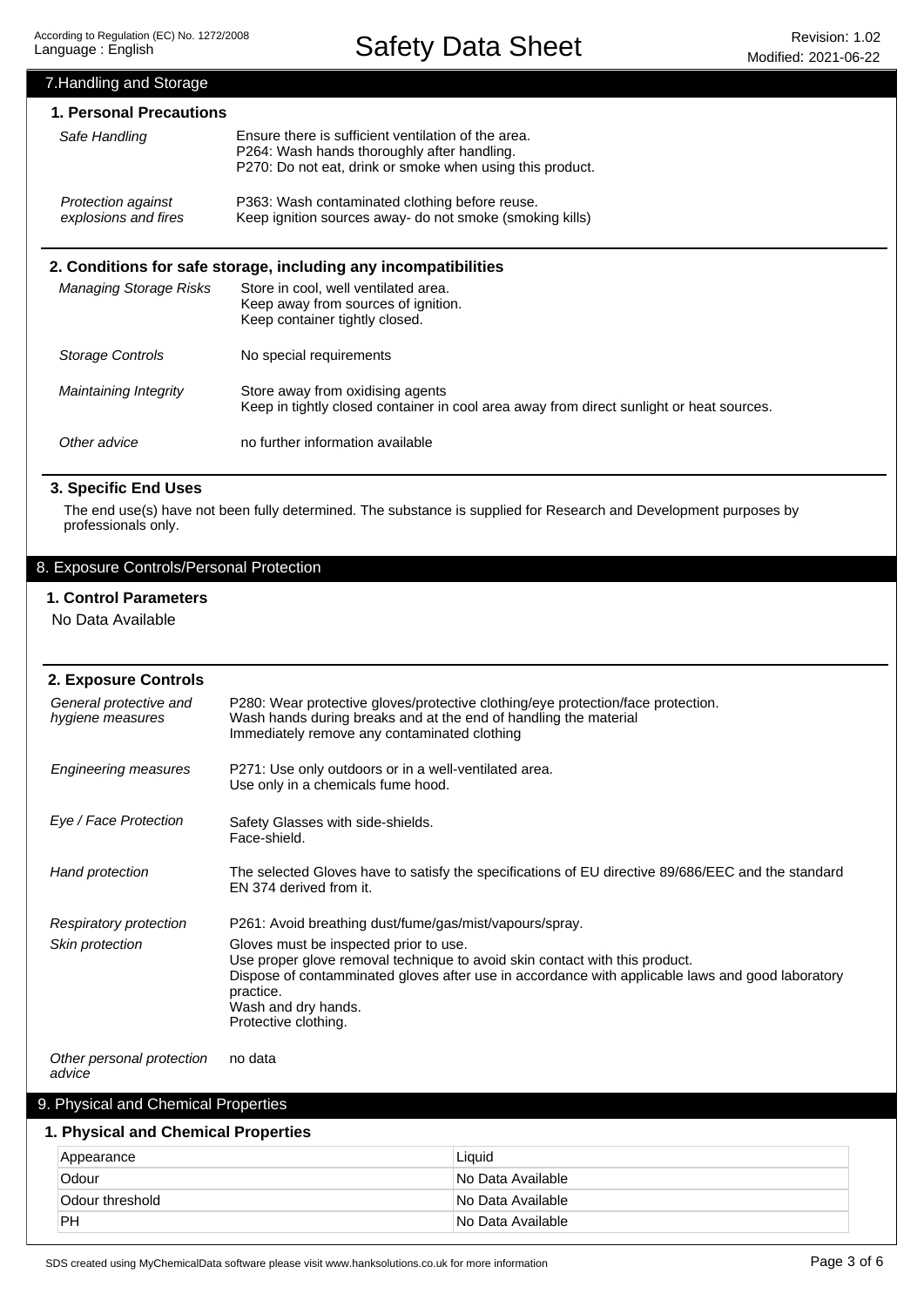## 7.Handling and Storage

### 1. Personal Precautions

| | |
|---|---|
| *Safe Handling* | Ensure there is sufficient ventilation of the area.<br>P264: Wash hands thoroughly after handling.<br>P270: Do not eat, drink or smoke when using this product. |
| *Protection against explosions and fires* | P363: Wash contaminated clothing before reuse.<br>Keep ignition sources away- do not smoke (smoking kills) |

### 2. Conditions for safe storage, including any incompatibilities

| | |
|---|---|
| *Managing Storage Risks* | Store in cool, well ventilated area.<br>Keep away from sources of ignition.<br>Keep container tightly closed. |
| *Storage Controls* | No special requirements |
| *Maintaining Integrity* | Store away from oxidising agents<br>Keep in tightly closed container in cool area away from direct sunlight or heat sources. |
| *Other advice* | no further information available |

### 3. Specific End Uses

The end use(s) have not been fully determined. The substance is supplied for Research and Development purposes by professionals only.

## 8. Exposure Controls/Personal Protection

### 1. Control Parameters

No Data Available

### 2. Exposure Controls

| | |
|---|---|
| *General protective and hygiene measures* | P280: Wear protective gloves/protective clothing/eye protection/face protection.<br>Wash hands during breaks and at the end of handling the material<br>Immediately remove any contaminated clothing |
| *Engineering measures* | P271: Use only outdoors or in a well-ventilated area.<br>Use only in a chemicals fume hood. |
| *Eye / Face Protection* | Safety Glasses with side-shields.<br>Face-shield. |
| *Hand protection* | The selected Gloves have to satisfy the specifications of EU directive 89/686/EEC and the standard EN 374 derived from it. |
| *Respiratory protection* | P261: Avoid breathing dust/fume/gas/mist/vapours/spray. |
| *Skin protection* | Gloves must be inspected prior to use.<br>Use proper glove removal technique to avoid skin contact with this product.<br>Dispose of contamminated gloves after use in accordance with applicable laws and good laboratory practice.<br>Wash and dry hands.<br>Protective clothing. |
| *Other personal protection advice* | no data |

## 9. Physical and Chemical Properties

### 1. Physical and Chemical Properties

| | |
|---|---|
| Appearance | Liquid |
| Odour | No Data Available |
| Odour threshold | No Data Available |
| PH | No Data Available |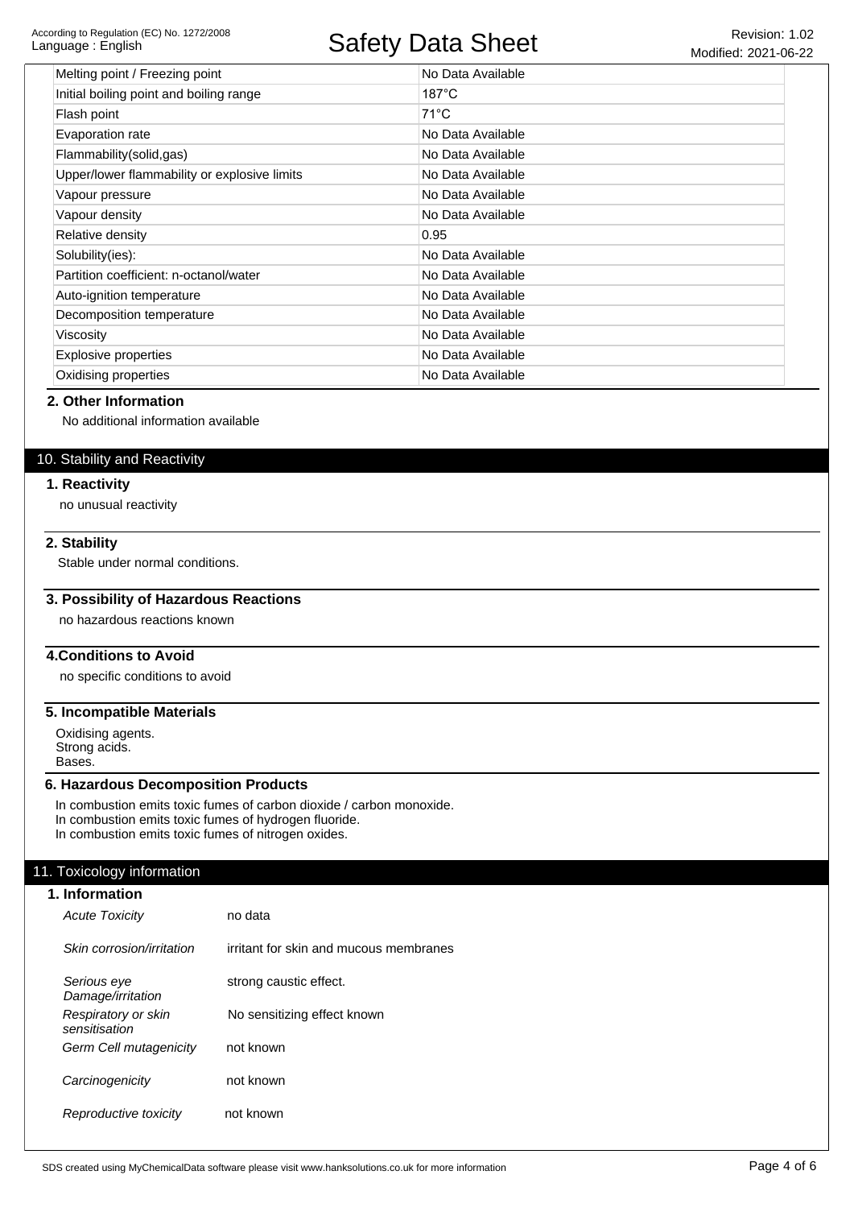| | |
|---|---|
| Melting point / Freezing point | No Data Available |
| Initial boiling point and boiling range | 187°C |
| Flash point | 71°C |
| Evaporation rate | No Data Available |
| Flammability(solid,gas) | No Data Available |
| Upper/lower flammability or explosive limits | No Data Available |
| Vapour pressure | No Data Available |
| Vapour density | No Data Available |
| Relative density | 0.95 |
| Solubility(ies): | No Data Available |
| Partition coefficient: n-octanol/water | No Data Available |
| Auto-ignition temperature | No Data Available |
| Decomposition temperature | No Data Available |
| Viscosity | No Data Available |
| Explosive properties | No Data Available |
| Oxidising properties | No Data Available |

### 2. Other Information

No additional information available

## 10. Stability and Reactivity

### 1. Reactivity

no unusual reactivity

### 2. Stability

Stable under normal conditions.

### 3. Possibility of Hazardous Reactions

no hazardous reactions known

### 4.Conditions to Avoid

no specific conditions to avoid

### 5. Incompatible Materials

Oxidising agents.
Strong acids.
Bases.

### 6. Hazardous Decomposition Products

In combustion emits toxic fumes of carbon dioxide / carbon monoxide.
In combustion emits toxic fumes of hydrogen fluoride.
In combustion emits toxic fumes of nitrogen oxides.

## 11. Toxicology information

### 1. Information

| | |
|---|---|
| *Acute Toxicity* | no data |
| *Skin corrosion/irritation* | irritant for skin and mucous membranes |
| *Serious eye Damage/irritation* | strong caustic effect. |
| *Respiratory or skin sensitisation* | No sensitizing effect known |
| *Germ Cell mutagenicity* | not known |
| *Carcinogenicity* | not known |
| *Reproductive toxicity* | not known |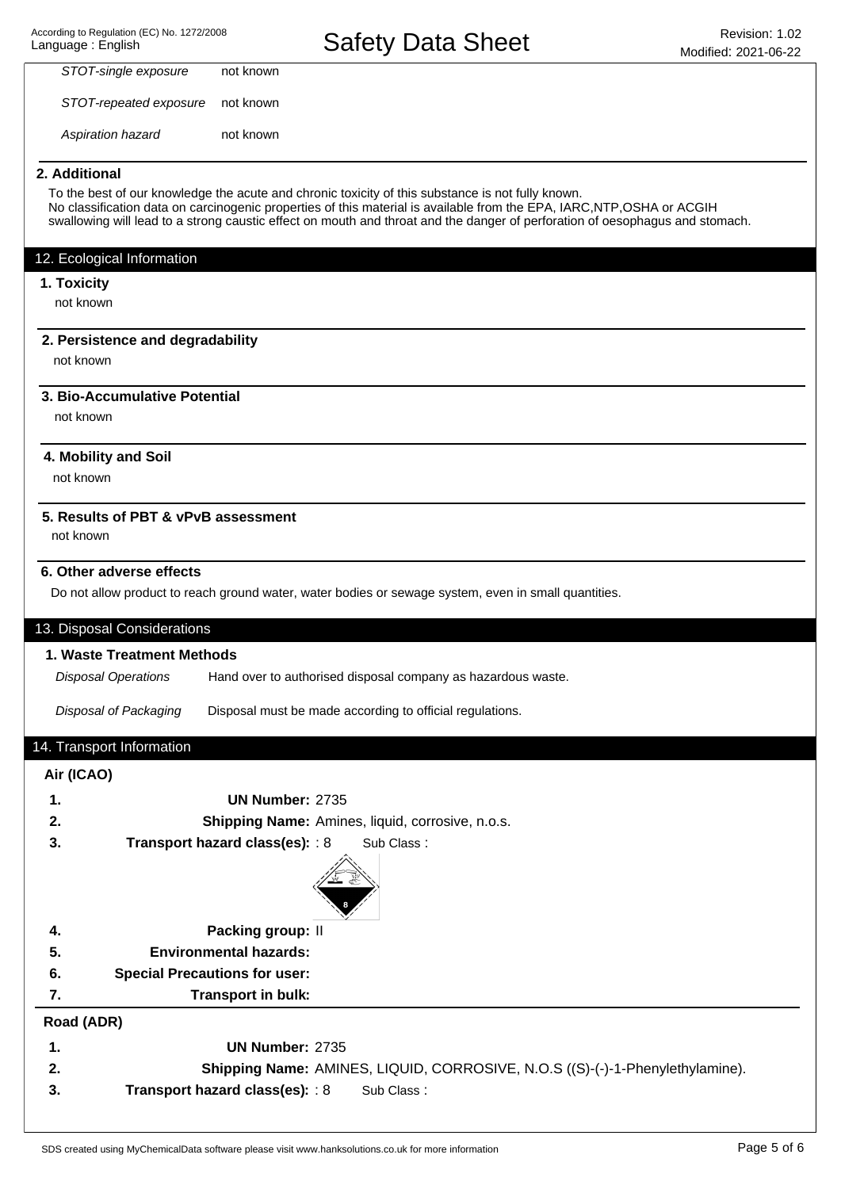| | |
|---|---|
| *STOT-single exposure* | not known |
| *STOT-repeated exposure* | not known |
| *Aspiration hazard* | not known |

### 2. Additional

To the best of our knowledge the acute and chronic toxicity of this substance is not fully known.
No classification data on carcinogenic properties of this material is available from the EPA, IARC,NTP,OSHA or ACGIH
swallowing will lead to a strong caustic effect on mouth and throat and the danger of perforation of oesophagus and stomach.

## 12. Ecological Information

### 1. Toxicity

not known

### 2. Persistence and degradability

not known

### 3. Bio-Accumulative Potential

not known

### 4. Mobility and Soil

not known

### 5. Results of PBT & vPvB assessment

not known

### 6. Other adverse effects

Do not allow product to reach ground water, water bodies or sewage system, even in small quantities.

## 13. Disposal Considerations

### 1. Waste Treatment Methods

| | |
|---|---|
| *Disposal Operations* | Hand over to authorised disposal company as hazardous waste. |
| *Disposal of Packaging* | Disposal must be made according to official regulations. |

## 14. Transport Information

### Air (ICAO)

1. **UN Number:** 2735
2. **Shipping Name:** Amines, liquid, corrosive, n.o.s.
3. **Transport hazard class(es):** : 8 Sub Class :
4. **Packing group:** II
5. **Environmental hazards:**
6. **Special Precautions for user:**
7. **Transport in bulk:**

### Road (ADR)

1. **UN Number:** 2735
2. **Shipping Name:** AMINES, LIQUID, CORROSIVE, N.O.S ((S)-(-)-1-Phenylethylamine).
3. **Transport hazard class(es):** : 8 Sub Class :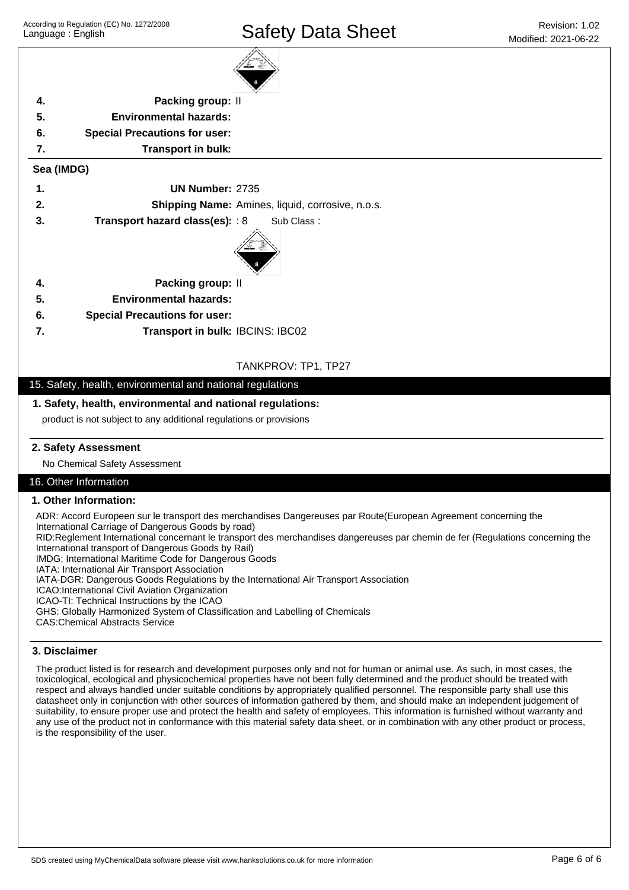4. **Packing group:** II
5. **Environmental hazards:**
6. **Special Precautions for user:**
7. **Transport in bulk:**

**Sea (IMDG)**

1. **UN Number:** 2735
2. **Shipping Name:** Amines, liquid, corrosive, n.o.s.
3. **Transport hazard class(es):** : 8 Sub Class :
4. **Packing group:** II
5. **Environmental hazards:**
6. **Special Precautions for user:**
7. **Transport in bulk:** IBCINS: IBC02

TANKPROV: TP1, TP27

## 15. Safety, health, environmental and national regulations

### 1. Safety, health, environmental and national regulations:

product is not subject to any additional regulations or provisions

### 2. Safety Assessment

No Chemical Safety Assessment

## 16. Other Information

### 1. Other Information:

ADR: Accord Europeen sur le transport des merchandises Dangereuses par Route(European Agreement concerning the International Carriage of Dangerous Goods by road)
RID:Reglement International concernant le transport des merchandises dangereuses par chemin de fer (Regulations concerning the International transport of Dangerous Goods by Rail)
IMDG: International Maritime Code for Dangerous Goods
IATA: International Air Transport Association
IATA-DGR: Dangerous Goods Regulations by the International Air Transport Association
ICAO:International Civil Aviation Organization
ICAO-TI: Technical Instructions by the ICAO
GHS: Globally Harmonized System of Classification and Labelling of Chemicals
CAS:Chemical Abstracts Service

### 3. Disclaimer

The product listed is for research and development purposes only and not for human or animal use. As such, in most cases, the toxicological, ecological and physicochemical properties have not been fully determined and the product should be treated with respect and always handled under suitable conditions by appropriately qualified personnel. The responsible party shall use this datasheet only in conjunction with other sources of information gathered by them, and should make an independent judgement of suitability, to ensure proper use and protect the health and safety of employees. This information is furnished without warranty and any use of the product not in conformance with this material safety data sheet, or in combination with any other product or process, is the responsibility of the user.